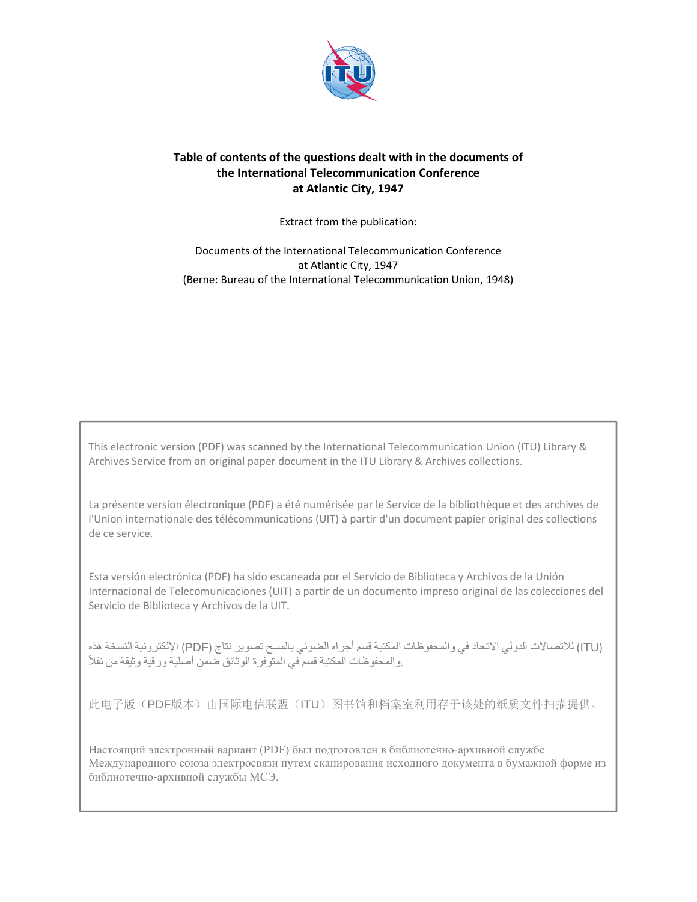**Table of contents of the questions dealt with in the documents of the International Telecommunication Conference at Atlantic City, 1947**

Extract from the publication:

Documents of the International Telecommunication Conference at Atlantic City, 1947 (Berne: Bureau of the International Telecommunication Union, 1948)

This electronic version (PDF) was scanned by the International Telecommunication Union (ITU) Library & Archives Service from an original paper document in the ITU Library & Archives collections.

La présente version électronique (PDF) a été numérisée par le Service de la bibliothèque et des archives de l'Union internationale des télécommunications (UIT) à partir d'un document papier original des collections de ce service.

Esta versión electrónica (PDF) ha sido escaneada por el Servicio de Biblioteca y Archivos de la Unión Internacional de Telecomunicaciones (UIT) a partir de un documento impreso original de las colecciones del Servicio de Biblioteca y Archivos de la UIT.

(ITU) للاتصالات الدولي الاتحاد في والمحفوظات المكتبة قسم أجراه الضوئي بالمسح تصوير نتاج (PDF) الإلكترونية النسخة هذه والمحفوظات المكتبة قسم في المتوفرة الوثائق ضمن أصلية ورقية وثيقة من نقلاً.

此电子版（PDF版本）由国际电信联盟（ITU）图书馆和档案室利用存于该处的纸质文件扫描提供。

Настоящий электронный вариант (PDF) был подготовлен в библиотечно-архивной службе Международного союза электросвязи путем сканирования исходного документа в бумажной форме из библиотечно-архивной службы МСЭ.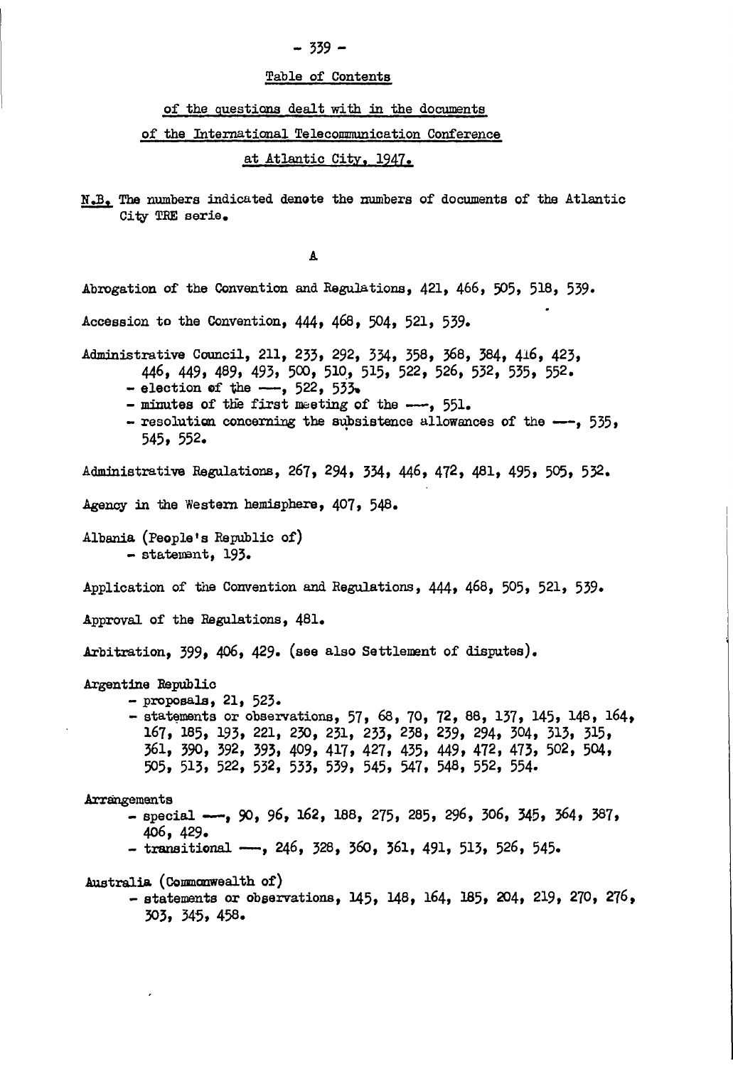Table of Contents

of the questions dealt with in the documents

of the International Telecommunication Conference

at Atlantic City, 1947.

N.B. The numbers indicated denote the numbers of documents of the Atlantic City TRE serie.

## A

Abrogation of the Convention and Regulations, 421, 466, 505, 518, 539.

Accession to the Convention, 444, 468, 504, 521, 539.

Administrative Council, 211, 233, 292, 334, 358, 368, 384, 416, 423, 446, 449, 489, 493, 500, 510, 515, 522, 526, 532, 535, 552.
- election of the ---, 522, 533.
- minutes of the first meeting of the ---, 551.
- resolution concerning the subsistence allowances of the ---, 535, 545, 552.

Administrative Regulations, 267, 294, 334, 446, 472, 481, 495, 505, 532.

Agency in the Western hemisphere, 407, 548.

Albania (People's Republic of)
- statement, 193.

Application of the Convention and Regulations, 444, 468, 505, 521, 539.

Approval of the Regulations, 481.

Arbitration, 399, 406, 429. (see also Settlement of disputes).

Argentine Republic
- proposals, 21, 523.
- statements or observations, 57, 68, 70, 72, 88, 137, 145, 148, 164, 167, 185, 193, 221, 230, 231, 233, 238, 239, 294, 304, 313, 315, 361, 390, 392, 393, 409, 417, 427, 435, 449, 472, 473, 502, 504, 505, 513, 522, 532, 533, 539, 545, 547, 548, 552, 554.

Arrangements
- special ---, 90, 96, 162, 188, 275, 285, 296, 306, 345, 364, 387, 406, 429.
- transitional ---, 246, 328, 360, 361, 491, 513, 526, 545.

Australia (Commonwealth of)
- statements or observations, 145, 148, 164, 185, 204, 219, 270, 276, 303, 345, 458.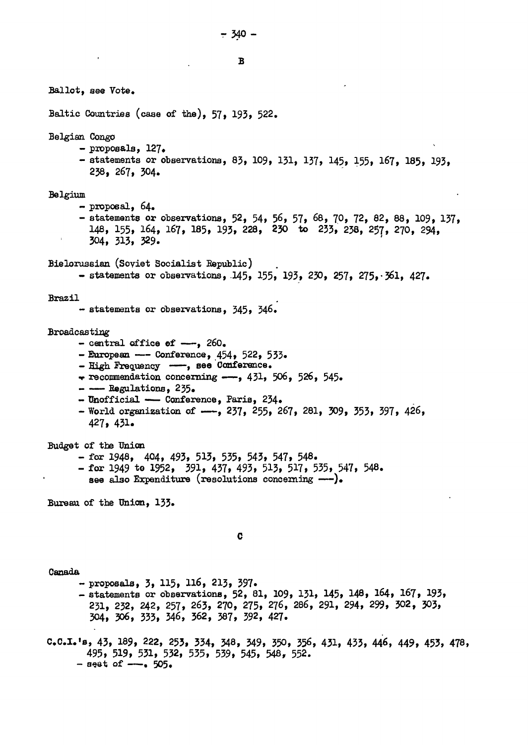## B

Ballot, see Vote.

Baltic Countries (case of the), 57, 193, 522.

Belgian Congo
- proposals, 127.
- statements or observations, 83, 109, 131, 137, 145, 155, 167, 185, 193, 238, 267, 304.

Belgium
- proposal, 64.
- statements or observations, 52, 54, 56, 57, 68, 70, 72, 82, 88, 109, 137, 148, 155, 164, 167, 185, 193, 228, 230 to 233, 238, 257, 270, 294, 304, 313, 329.

Bielorussian (Soviet Socialist Republic)
- statements or observations, 145, 155, 193, 230, 257, 275, 361, 427.

Brazil
- statements or observations, 345, 346.

Broadcasting
- central office of ——, 260.
- European —— Conference, 454, 522, 533.
- High Frequency ——, see Conference.
- recommendation concerning ——, 431, 506, 526, 545.
- —— Regulations, 235.
- Unofficial —— Conference, Paris, 234.
- World organization of ——, 237, 255, 267, 281, 309, 353, 397, 426, 427, 431.

Budget of the Union
- for 1948, 404, 493, 513, 535, 543, 547, 548.
- for 1949 to 1952, 391, 437, 493, 513, 517, 535, 547, 548.

  see also Expenditure (resolutions concerning ——).

Bureau of the Union, 133.

## C

Canada
- proposals, 3, 115, 116, 213, 397.
- statements or observations, 52, 81, 109, 131, 145, 148, 164, 167, 193, 231, 232, 242, 257, 263, 270, 275, 276, 286, 291, 294, 299, 302, 303, 304, 306, 333, 346, 362, 387, 392, 427.

C.C.I.'s, 43, 189, 222, 253, 334, 348, 349, 350, 356, 431, 433, 446, 449, 453, 478, 495, 519, 531, 532, 535, 539, 545, 548, 552.
- seat of ——. 505.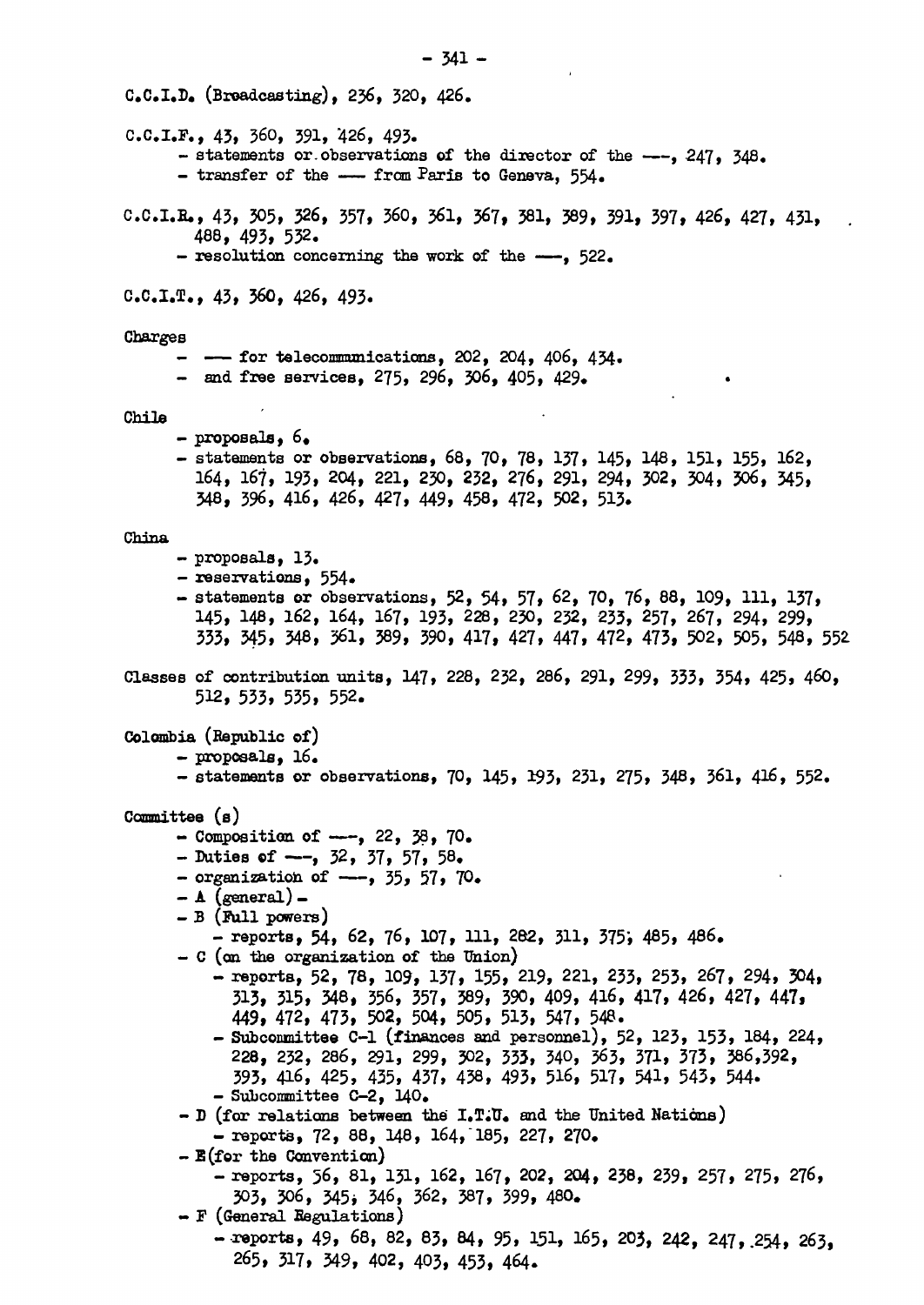C.C.I.D. (Broadcasting), 236, 320, 426.

C.C.I.F., 43, 360, 391, 426, 493.
- statements or observations of the director of the ---, 247, 348.
- transfer of the --- from Paris to Geneva, 554.

C.C.I.R., 43, 305, 326, 357, 360, 361, 367, 381, 389, 391, 397, 426, 427, 431, 488, 493, 532.
- resolution concerning the work of the ---, 522.

C.C.I.T., 43, 360, 426, 493.

Charges
- --- for telecommunications, 202, 204, 406, 434.
- and free services, 275, 296, 306, 405, 429.

Chile
- proposals, 6.
- statements or observations, 68, 70, 78, 137, 145, 148, 151, 155, 162, 164, 167, 193, 204, 221, 230, 232, 276, 291, 294, 302, 304, 306, 345, 348, 396, 416, 426, 427, 449, 458, 472, 502, 513.

China
- proposals, 13.
- reservations, 554.
- statements or observations, 52, 54, 57, 62, 70, 76, 88, 109, 111, 137, 145, 148, 162, 164, 167, 193, 228, 230, 232, 233, 257, 267, 294, 299, 333, 345, 348, 361, 389, 390, 417, 427, 447, 472, 473, 502, 505, 548, 552

Classes of contribution units, 147, 228, 232, 286, 291, 299, 333, 354, 425, 460, 512, 533, 535, 552.

Colombia (Republic of)
- proposals, 16.
- statements or observations, 70, 145, 193, 231, 275, 348, 361, 416, 552.

Committee (s)
- Composition of ---, 22, 38, 70.
- Duties of ---, 32, 37, 57, 58.
- organization of ---, 35, 57, 70.
- A (general) -
- B (Full powers)
  - reports, 54, 62, 76, 107, 111, 282, 311, 375, 485, 486.
- C (on the organization of the Union)
  - reports, 52, 78, 109, 137, 155, 219, 221, 233, 253, 267, 294, 304, 313, 315, 348, 356, 357, 389, 390, 409, 416, 417, 426, 427, 447, 449, 472, 473, 502, 504, 505, 513, 547, 548.
  - Subcommittee C-1 (finances and personnel), 52, 123, 153, 184, 224, 228, 232, 286, 291, 299, 302, 333, 340, 363, 371, 373, 386, 392, 393, 416, 425, 435, 437, 438, 493, 516, 517, 541, 543, 544.
  - Subcommittee C-2, 140.
- D (for relations between the I.T.U. and the United Nations)
  - reports, 72, 88, 148, 164, 185, 227, 270.
- E (for the Convention)
  - reports, 56, 81, 131, 162, 167, 202, 204, 238, 239, 257, 275, 276, 303, 306, 345, 346, 362, 387, 399, 480.
- F (General Regulations)
  - reports, 49, 68, 82, 83, 84, 95, 151, 165, 203, 242, 247, 254, 263, 265, 317, 349, 402, 403, 453, 464.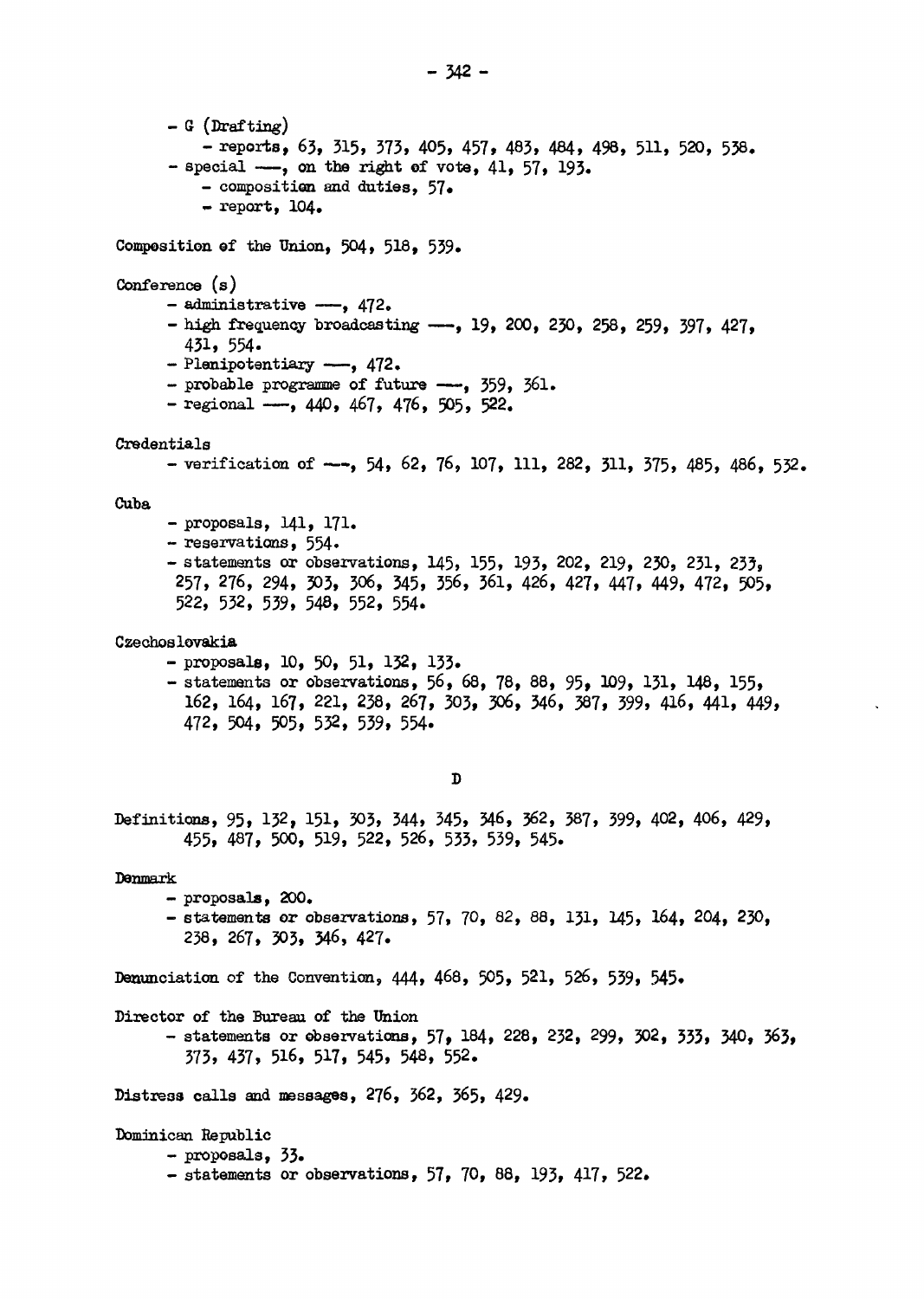- G (Drafting)
    - reports, 63, 315, 373, 405, 457, 483, 484, 498, 511, 520, 538.
- special ——, on the right of vote, 41, 57, 193.
    - composition and duties, 57.
    - report, 104.

Composition of the Union, 504, 518, 539.

Conference (s)
- administrative ——, 472.
- high frequency broadcasting ——, 19, 200, 230, 258, 259, 397, 427, 431, 554.
- Plenipotentiary ——, 472.
- probable programme of future ——, 359, 361.
- regional ——, 440, 467, 476, 505, 522.

Credentials
- verification of ——, 54, 62, 76, 107, 111, 282, 311, 375, 485, 486, 532.

Cuba
- proposals, 141, 171.
- reservations, 554.
- statements or observations, 145, 155, 193, 202, 219, 230, 231, 233, 257, 276, 294, 303, 306, 345, 356, 361, 426, 427, 447, 449, 472, 505, 522, 532, 539, 548, 552, 554.

Czechoslovakia
- proposals, 10, 50, 51, 132, 133.
- statements or observations, 56, 68, 78, 88, 95, 109, 131, 148, 155, 162, 164, 167, 221, 238, 267, 303, 306, 346, 387, 399, 416, 441, 449, 472, 504, 505, 532, 539, 554.

## D

Definitions, 95, 132, 151, 303, 344, 345, 346, 362, 387, 399, 402, 406, 429, 455, 487, 500, 519, 522, 526, 533, 539, 545.

Denmark
- proposals, 200.
- statements or observations, 57, 70, 82, 88, 131, 145, 164, 204, 230, 238, 267, 303, 346, 427.

Denunciation of the Convention, 444, 468, 505, 521, 526, 539, 545.

Director of the Bureau of the Union
- statements or observations, 57, 184, 228, 232, 299, 302, 333, 340, 363, 373, 437, 516, 517, 545, 548, 552.

Distress calls and messages, 276, 362, 365, 429.

Dominican Republic
- proposals, 33.
- statements or observations, 57, 70, 88, 193, 417, 522.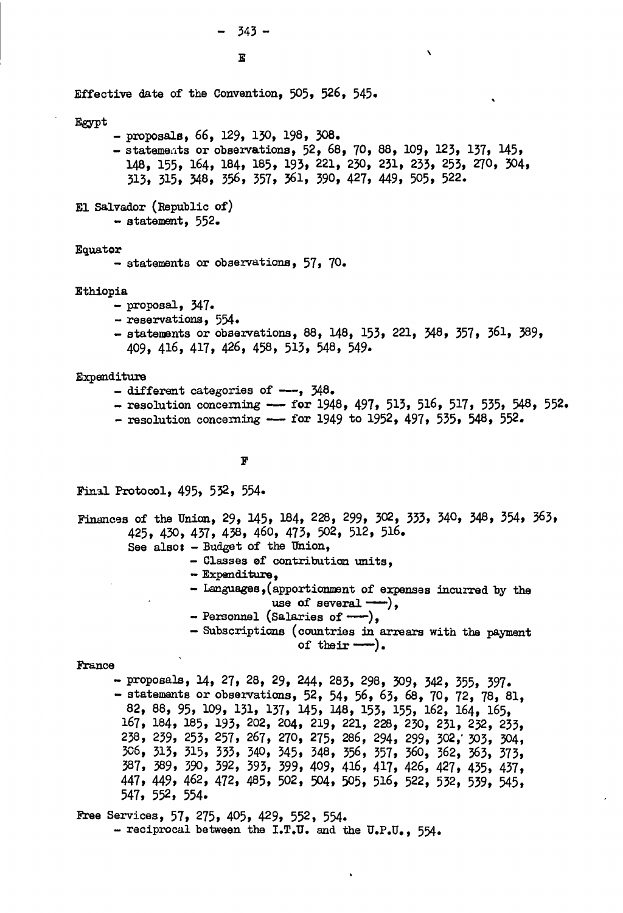## E

Effective date of the Convention, 505, 526, 545.

Egypt
- proposals, 66, 129, 130, 198, 308.
- statements or observations, 52, 68, 70, 88, 109, 123, 137, 145, 148, 155, 164, 184, 185, 193, 221, 230, 231, 233, 253, 270, 304, 313, 315, 348, 356, 357, 361, 390, 427, 449, 505, 522.

El Salvador (Republic of)
- statement, 552.

Equator
- statements or observations, 57, 70.

Ethiopia
- proposal, 347.
- reservations, 554.
- statements or observations, 88, 148, 153, 221, 348, 357, 361, 389, 409, 416, 417, 426, 458, 513, 548, 549.

Expenditure
- different categories of ---, 348.
- resolution concerning --- for 1948, 497, 513, 516, 517, 535, 548, 552.
- resolution concerning --- for 1949 to 1952, 497, 535, 548, 552.

## F

Final Protocol, 495, 532, 554.

Finances of the Union, 29, 145, 184, 228, 299, 302, 333, 340, 348, 354, 363, 425, 430, 437, 438, 460, 473, 502, 512, 516.
See also: - Budget of the Union,
- Classes of contribution units,
- Expenditure,
- Languages, (apportionment of expenses incurred by the use of several ---),
- Personnel (Salaries of ---),
- Subscriptions (countries in arrears with the payment of their ---).

France
- proposals, 14, 27, 28, 29, 244, 283, 298, 309, 342, 355, 397.
- statements or observations, 52, 54, 56, 63, 68, 70, 72, 78, 81, 82, 88, 95, 109, 131, 137, 145, 148, 153, 155, 162, 164, 165, 167, 184, 185, 193, 202, 204, 219, 221, 228, 230, 231, 232, 233, 238, 239, 253, 257, 267, 270, 275, 286, 294, 299, 302, 303, 304, 306, 313, 315, 333, 340, 345, 348, 356, 357, 360, 362, 363, 373, 387, 389, 390, 392, 393, 399, 409, 416, 417, 426, 427, 435, 437, 447, 449, 462, 472, 485, 502, 504, 505, 516, 522, 532, 539, 545, 547, 552, 554.

Free Services, 57, 275, 405, 429, 552, 554.
- reciprocal between the I.T.U. and the U.P.U., 554.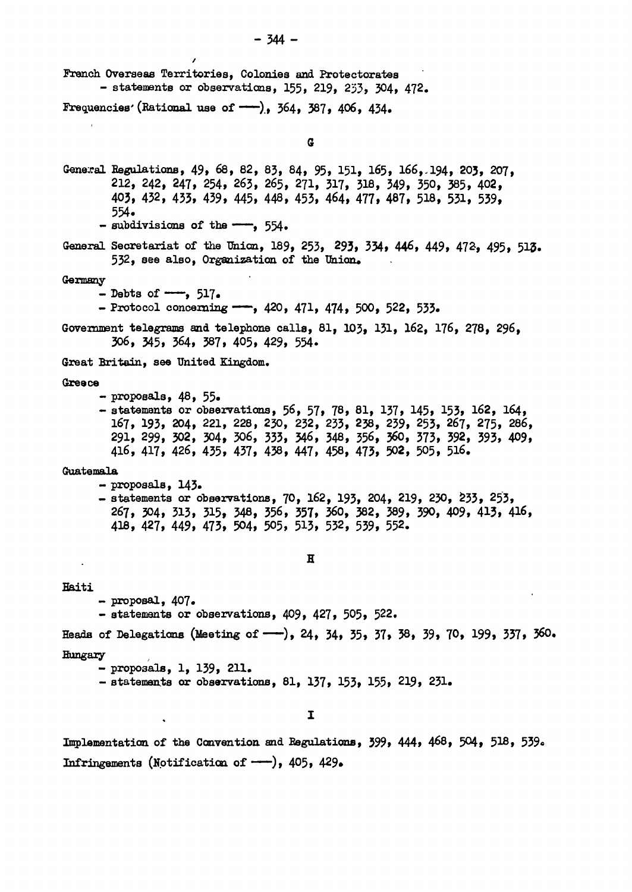French Overseas Territories, Colonies and Protectorates
- statements or observations, 155, 219, 253, 304, 472.

Frequencies (Rational use of ——), 364, 387, 406, 434.

## G

General Regulations, 49, 68, 82, 83, 84, 95, 151, 165, 166, 194, 203, 207, 212, 242, 247, 254, 263, 265, 271, 317, 318, 349, 350, 385, 402, 403, 432, 433, 439, 445, 448, 453, 464, 477, 487, 518, 531, 539, 554.
- subdivisions of the ——, 554.

General Secretariat of the Union, 189, 253, 293, 334, 446, 449, 472, 495, 513. 532, see also, Organization of the Union.

Germany
- Debts of ——, 517.
- Protocol concerning ——, 420, 471, 474, 500, 522, 533.

Government telegrams and telephone calls, 81, 103, 131, 162, 176, 278, 296, 306, 345, 364, 387, 405, 429, 554.

Great Britain, see United Kingdom.

Greece
- proposals, 48, 55.
- statements or observations, 56, 57, 78, 81, 137, 145, 153, 162, 164, 167, 193, 204, 221, 228, 230, 232, 233, 238, 239, 253, 267, 275, 286, 291, 299, 302, 304, 306, 333, 346, 348, 356, 360, 373, 392, 393, 409, 416, 417, 426, 435, 437, 438, 447, 458, 473, 502, 505, 516.

Guatemala
- proposals, 143.
- statements or observations, 70, 162, 193, 204, 219, 230, 233, 253, 267, 304, 313, 315, 348, 356, 357, 360, 382, 389, 390, 409, 413, 416, 418, 427, 449, 473, 504, 505, 513, 532, 539, 552.

## H

Haiti
- proposal, 407.
- statements or observations, 409, 427, 505, 522.

Heads of Delegations (Meeting of ——), 24, 34, 35, 37, 38, 39, 70, 199, 337, 360.

Hungary
- proposals, 1, 139, 211.
- statements or observations, 81, 137, 153, 155, 219, 231.

## I

Implementation of the Convention and Regulations, 399, 444, 468, 504, 518, 539.

Infringements (Notification of ——), 405, 429.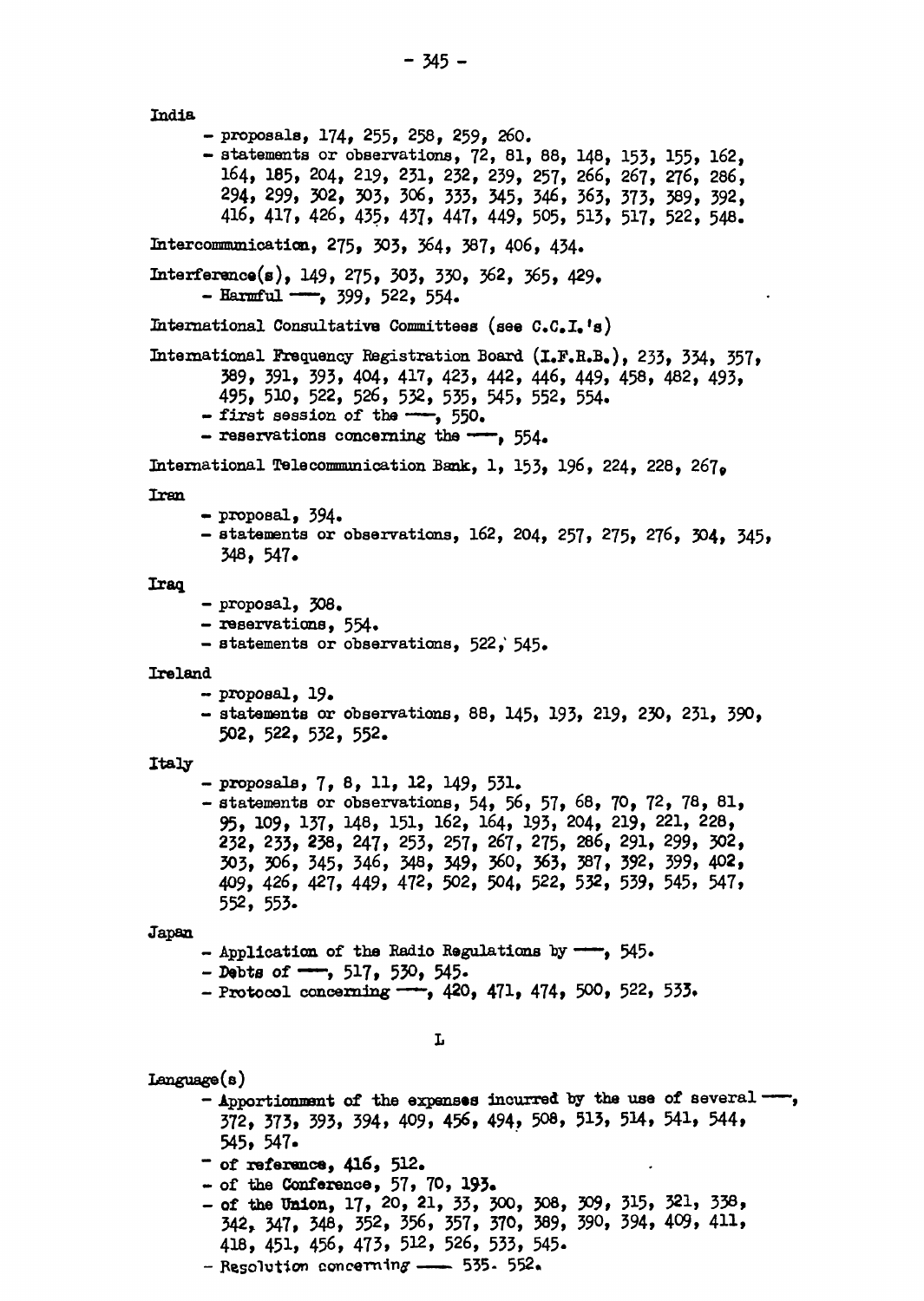India

- proposals, 174, 255, 258, 259, 260.
- statements or observations, 72, 81, 88, 148, 153, 155, 162, 164, 185, 204, 219, 231, 232, 239, 257, 266, 267, 276, 286, 294, 299, 302, 303, 306, 333, 345, 346, 363, 373, 389, 392, 416, 417, 426, 435, 437, 447, 449, 505, 513, 517, 522, 548.

Intercommunication, 275, 303, 364, 387, 406, 434.

Interference(s), 149, 275, 303, 330, 362, 365, 429.

- Harmful ——, 399, 522, 554.

International Consultative Committees (see C.C.I.'s)

International Frequency Registration Board (I.F.R.B.), 233, 334, 357, 389, 391, 393, 404, 417, 423, 442, 446, 449, 458, 482, 493, 495, 510, 522, 526, 532, 535, 545, 552, 554.

- first session of the ——, 550.
- reservations concerning the ——, 554.

International Telecommunication Bank, 1, 153, 196, 224, 228, 267.

Iran

- proposal, 394.
- statements or observations, 162, 204, 257, 275, 276, 304, 345, 348, 547.

Iraq

- proposal, 308.
- reservations, 554.
- statements or observations, 522, 545.

Ireland

- proposal, 19.
- statements or observations, 88, 145, 193, 219, 230, 231, 390, 502, 522, 532, 552.

Italy

- proposals, 7, 8, 11, 12, 149, 531.
- statements or observations, 54, 56, 57, 68, 70, 72, 78, 81, 95, 109, 137, 148, 151, 162, 164, 193, 204, 219, 221, 228, 232, 233, 238, 247, 253, 257, 267, 275, 286, 291, 299, 302, 303, 306, 345, 346, 348, 349, 360, 363, 387, 392, 399, 402, 409, 426, 427, 449, 472, 502, 504, 522, 532, 539, 545, 547, 552, 553.

Japan

- Application of the Radio Regulations by ——, 545.
- Debts of ——, 517, 530, 545.
- Protocol concerning ——, 420, 471, 474, 500, 522, 533.

L

Language(s)

- Apportionment of the expenses incurred by the use of several ——, 372, 373, 393, 394, 409, 456, 494, 508, 513, 514, 541, 544, 545, 547.
- of reference, 416, 512.
- of the Conference, 57, 70, 193.
- of the Union, 17, 20, 21, 33, 300, 308, 309, 315, 321, 338, 342, 347, 348, 352, 356, 357, 370, 389, 390, 394, 409, 411, 418, 451, 456, 473, 512, 526, 533, 545.
- Resolution concerning —— 535. 552.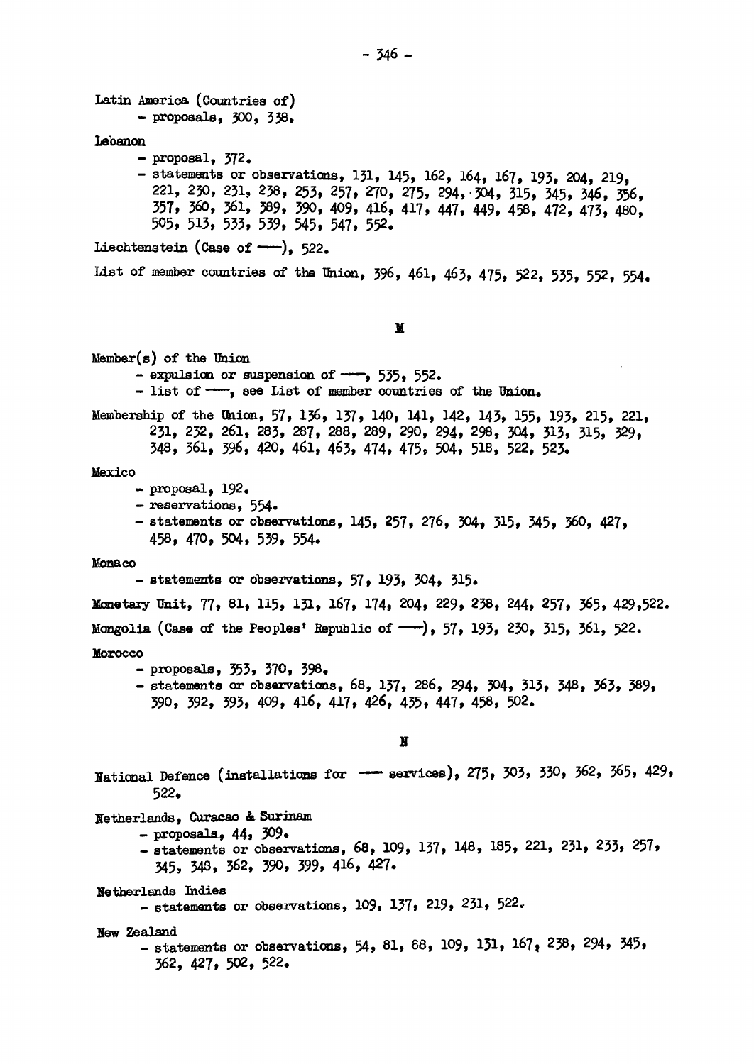Latin America (Countries of)

- proposals, 300, 338.

Lebanon

- proposal, 372.
- statements or observations, 131, 145, 162, 164, 167, 193, 204, 219, 221, 230, 231, 238, 253, 257, 270, 275, 294, 304, 315, 345, 346, 356, 357, 360, 361, 389, 390, 409, 416, 417, 447, 449, 458, 472, 473, 480, 505, 513, 533, 539, 545, 547, 552.

Liechtenstein (Case of ——), 522.

List of member countries of the Union, 396, 461, 463, 475, 522, 535, 552, 554.

## M

Member(s) of the Union

- expulsion or suspension of ——, 535, 552.
- list of ——, see List of member countries of the Union.

Membership of the Union, 57, 136, 137, 140, 141, 142, 143, 155, 193, 215, 221, 231, 232, 261, 283, 287, 288, 289, 290, 294, 298, 304, 313, 315, 329, 348, 361, 396, 420, 461, 463, 474, 475, 504, 518, 522, 523.

Mexico

- proposal, 192.
- reservations, 554.
- statements or observations, 145, 257, 276, 304, 315, 345, 360, 427, 458, 470, 504, 539, 554.

Monaco

- statements or observations, 57, 193, 304, 315.

Monetary Unit, 77, 81, 115, 131, 167, 174, 204, 229, 238, 244, 257, 365, 429, 522.

Mongolia (Case of the Peoples' Republic of ——), 57, 193, 230, 315, 361, 522.

Morocco

- proposals, 353, 370, 398.
- statements or observations, 68, 137, 286, 294, 304, 313, 348, 363, 389, 390, 392, 393, 409, 416, 417, 426, 435, 447, 458, 502.

## N

National Defence (installations for —— services), 275, 303, 330, 362, 365, 429, 522.

Netherlands, Curacao & Surinam

- proposals, 44, 309.
- statements or observations, 68, 109, 137, 148, 185, 221, 231, 233, 257, 345, 348, 362, 390, 399, 416, 427.

Netherlands Indies

- statements or observations, 109, 137, 219, 231, 522.

New Zealand

- statements or observations, 54, 81, 88, 109, 131, 167, 238, 294, 345, 362, 427, 502, 522.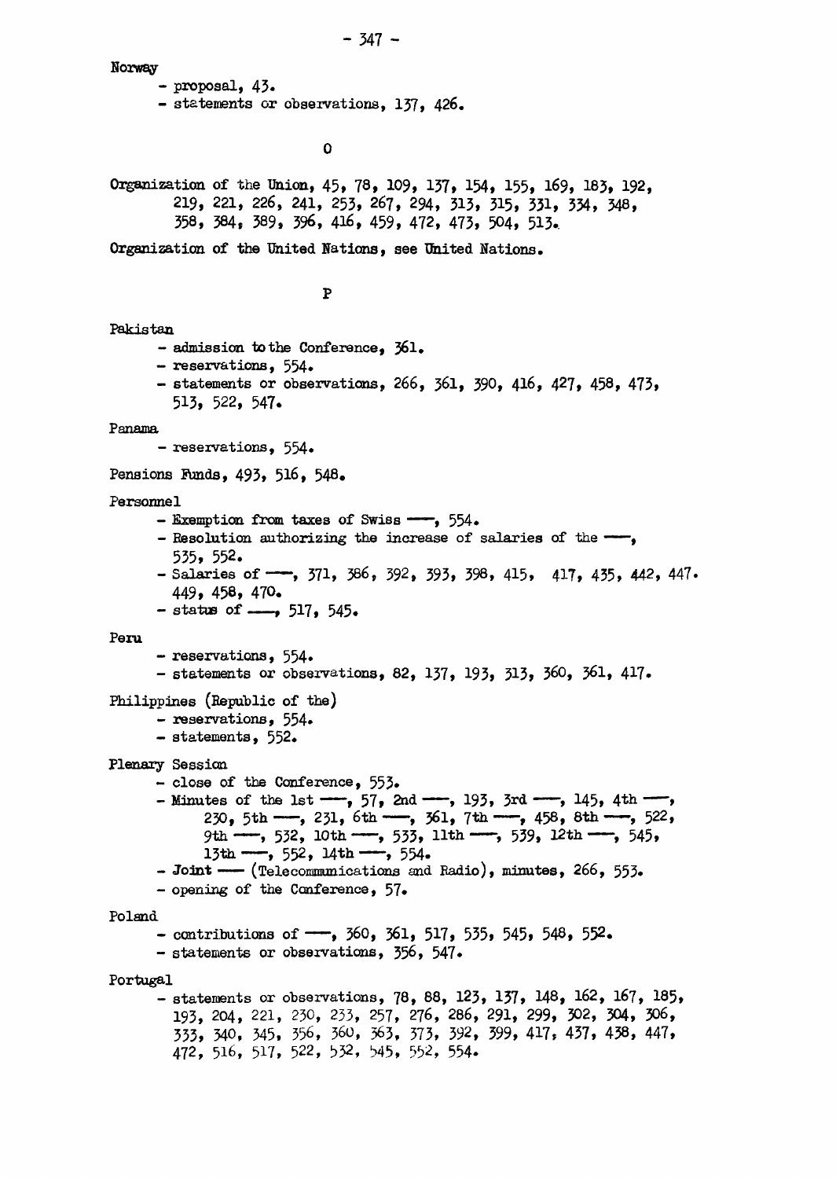Norway

- proposal, 43.
- statements or observations, 137, 426.

O

Organization of the Union, 45, 78, 109, 137, 154, 155, 169, 183, 192, 219, 221, 226, 241, 253, 267, 294, 313, 315, 331, 334, 348, 358, 384, 389, 396, 416, 459, 472, 473, 504, 513.

Organization of the United Nations, see United Nations.

P

Pakistan

- admission to the Conference, 361.
- reservations, 554.
- statements or observations, 266, 361, 390, 416, 427, 458, 473, 513, 522, 547.

Panama

- reservations, 554.

Pensions Funds, 493, 516, 548.

Personnel

- Exemption from taxes of Swiss ——, 554.
- Resolution authorizing the increase of salaries of the ——, 535, 552.
- Salaries of ——, 371, 386, 392, 393, 398, 415, 417, 435, 442, 447. 449, 458, 470.
- status of ——, 517, 545.

Peru

- reservations, 554.
- statements or observations, 82, 137, 193, 313, 360, 361, 417.

Philippines (Republic of the)

- reservations, 554.
- statements, 552.

Plenary Session

- close of the Conference, 553.
- Minutes of the 1st ——, 57, 2nd ——, 193, 3rd ——, 145, 4th ——, 230, 5th ——, 231, 6th ——, 361, 7th ——, 458, 8th ——, 522, 9th ——, 532, 10th ——, 533, 11th ——, 539, 12th ——, 545, 13th ——, 552, 14th ——, 554.
- Joint —— (Telecommunications and Radio), minutes, 266, 553.
- opening of the Conference, 57.

Poland

- contributions of ——, 360, 361, 517, 535, 545, 548, 552.
- statements or observations, 356, 547.

Portugal

- statements or observations, 78, 88, 123, 137, 148, 162, 167, 185, 193, 204, 221, 230, 233, 257, 276, 286, 291, 299, 302, 304, 306, 333, 340, 345, 356, 360, 363, 373, 392, 399, 417, 437, 438, 447, 472, 516, 517, 522, 532, 545, 552, 554.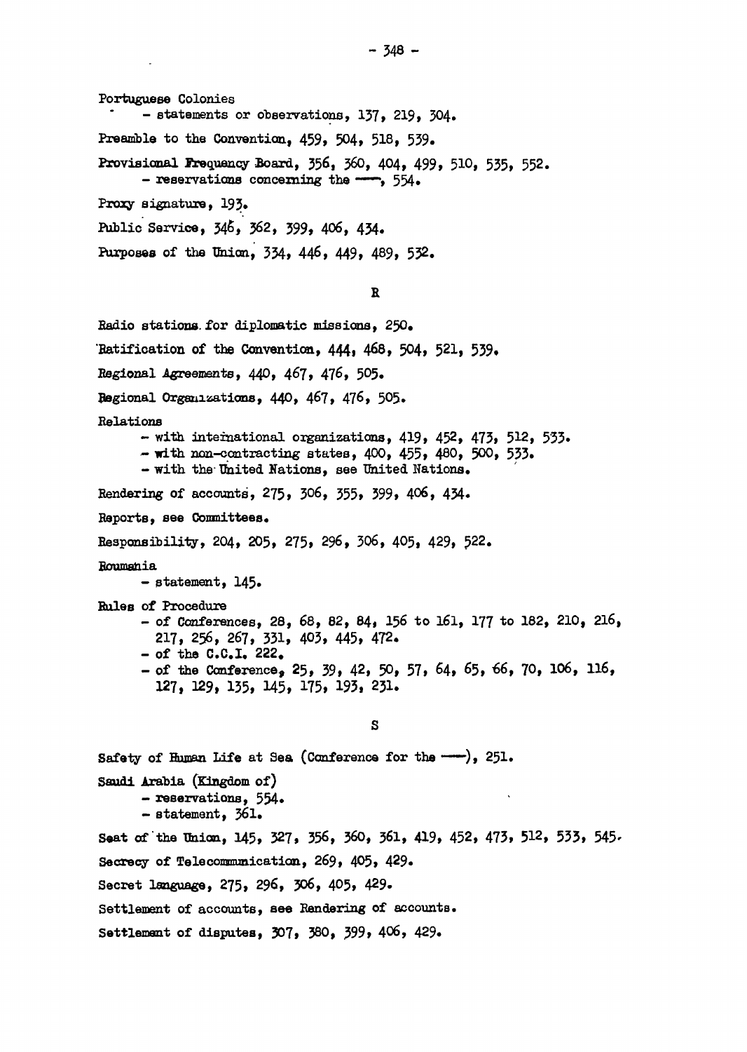Portuguese Colonies
- statements or observations, 137, 219, 304.

Preamble to the Convention, 459, 504, 518, 539.

Provisional Frequency Board, 356, 360, 404, 499, 510, 535, 552.
- reservations concerning the —, 554.

Proxy signature, 193.

Public Service, 346, 362, 399, 406, 434.

Purposes of the Union, 334, 446, 449, 489, 532.

## R

Radio stations for diplomatic missions, 250.

Ratification of the Convention, 444, 468, 504, 521, 539.

Regional Agreements, 440, 467, 476, 505.

Regional Organizations, 440, 467, 476, 505.

Relations
- with international organizations, 419, 452, 473, 512, 533.
- with non-contracting states, 400, 455, 480, 500, 533.
- with the United Nations, see United Nations.

Rendering of accounts, 275, 306, 355, 399, 406, 434.

Reports, see Committees.

Responsibility, 204, 205, 275, 296, 306, 405, 429, 522.

Roumania
- statement, 145.

Rules of Procedure
- of Conferences, 28, 68, 82, 84, 156 to 161, 177 to 182, 210, 216, 217, 256, 267, 331, 403, 445, 472.
- of the C.C.I. 222.
- of the Conference, 25, 39, 42, 50, 57, 64, 65, 66, 70, 106, 116, 127, 129, 135, 145, 175, 193, 231.

## S

Safety of Human Life at Sea (Conference for the —), 251.

Saudi Arabia (Kingdom of)
- reservations, 554.
- statement, 361.

Seat of the Union, 145, 327, 356, 360, 361, 419, 452, 473, 512, 533, 545.

Secrecy of Telecommunication, 269, 405, 429.

Secret language, 275, 296, 306, 405, 429.

Settlement of accounts, see Rendering of accounts.

Settlement of disputes, 307, 380, 399, 406, 429.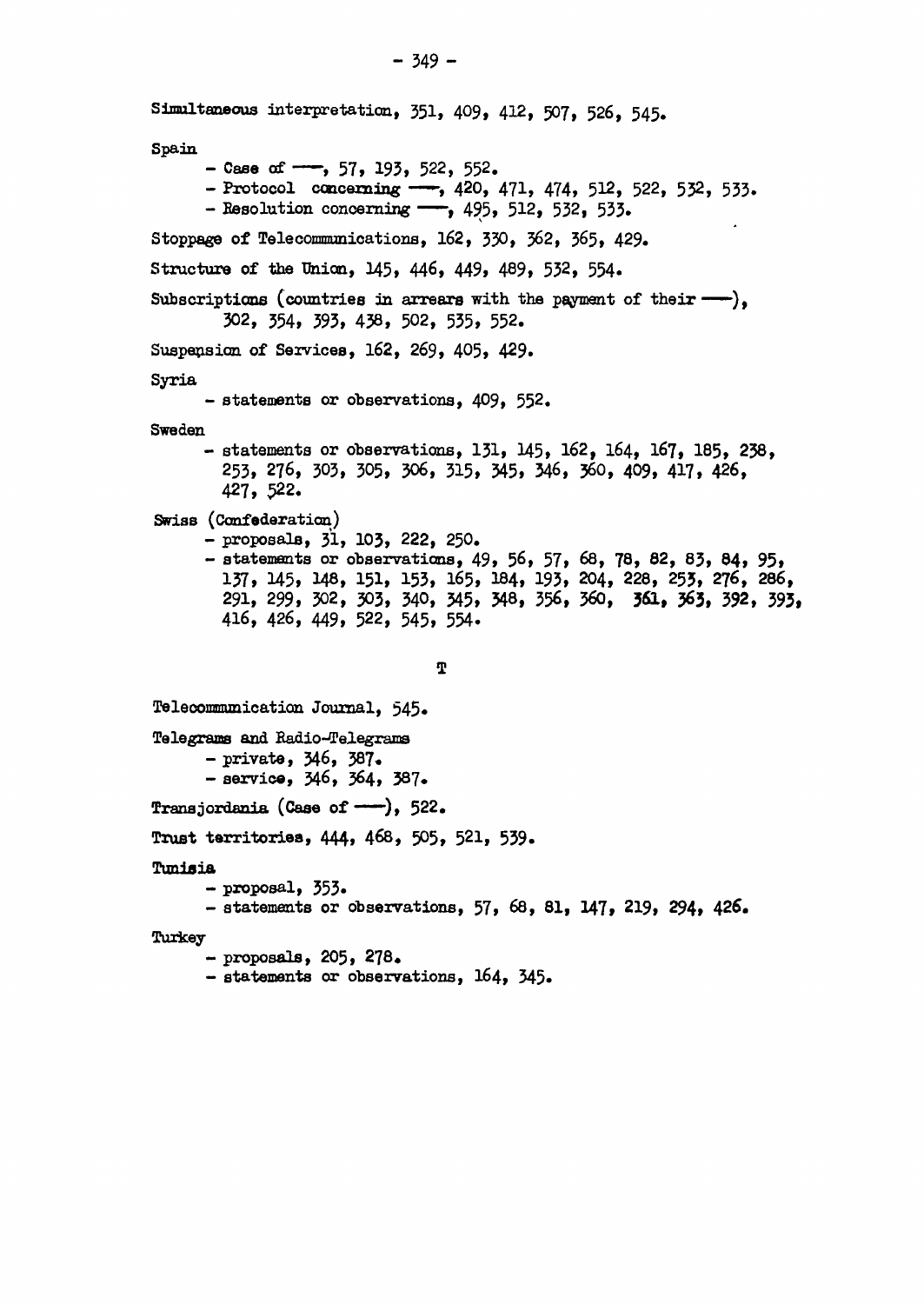Simultaneous interpretation, 351, 409, 412, 507, 526, 545.

Spain

- Case of ——, 57, 193, 522, 552.
- Protocol concerning ——, 420, 471, 474, 512, 522, 532, 533.
- Resolution concerning ——, 495, 512, 532, 533.

Stoppage of Telecommunications, 162, 330, 362, 365, 429.

Structure of the Union, 145, 446, 449, 489, 532, 554.

Subscriptions (countries in arrears with the payment of their ——), 302, 354, 393, 438, 502, 535, 552.

Suspension of Services, 162, 269, 405, 429.

Syria

- statements or observations, 409, 552.

Sweden

- statements or observations, 131, 145, 162, 164, 167, 185, 238, 253, 276, 303, 305, 306, 315, 345, 346, 360, 409, 417, 426, 427, 522.

Swiss (Confederation)

- proposals, 31, 103, 222, 250.
- statements or observations, 49, 56, 57, 68, 78, 82, 83, 84, 95, 137, 145, 148, 151, 153, 165, 184, 193, 204, 228, 253, 276, 286, 291, 299, 302, 303, 340, 345, 348, 356, 360, 361, 363, 392, 393, 416, 426, 449, 522, 545, 554.

## T

Telecommunication Journal, 545.

Telegrams and Radio-Telegrams

- private, 346, 387.
- service, 346, 364, 387.

Transjordania (Case of ——), 522.

Trust territories, 444, 468, 505, 521, 539.

Tunisia

- proposal, 353.
- statements or observations, 57, 68, 81, 147, 219, 294, 426.

Turkey

- proposals, 205, 278.
- statements or observations, 164, 345.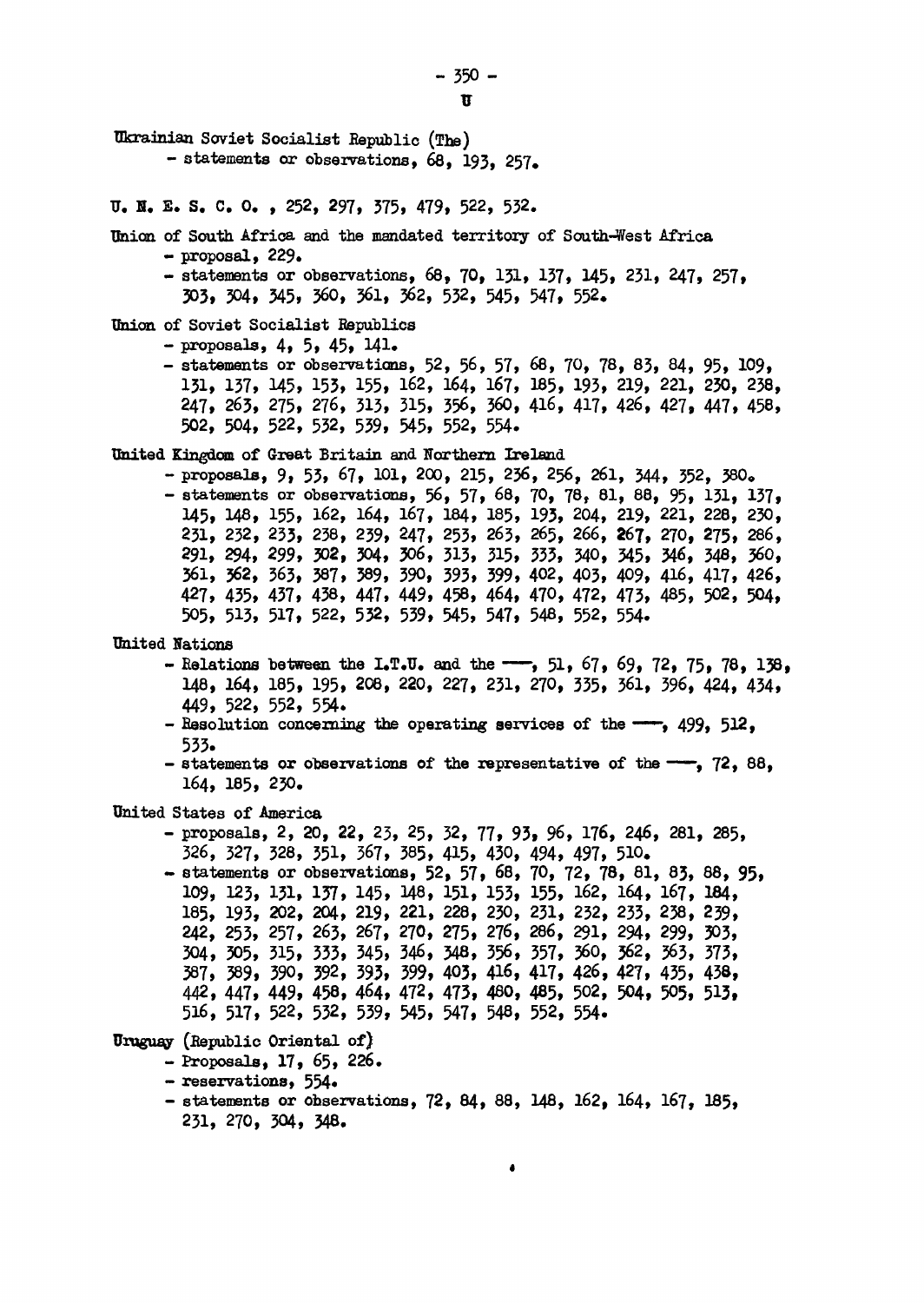## U

Ukrainian Soviet Socialist Republic (The)
- statements or observations, 68, 193, 257.

U. N. E. S. C. O. , 252, 297, 375, 479, 522, 532.

Union of South Africa and the mandated territory of South-West Africa
- proposal, 229.
- statements or observations, 68, 70, 131, 137, 145, 231, 247, 257, 303, 304, 345, 360, 361, 362, 532, 545, 547, 552.

Union of Soviet Socialist Republics
- proposals, 4, 5, 45, 141.
- statements or observations, 52, 56, 57, 68, 70, 78, 83, 84, 95, 109, 131, 137, 145, 153, 155, 162, 164, 167, 185, 193, 219, 221, 230, 238, 247, 263, 275, 276, 313, 315, 356, 360, 416, 417, 426, 427, 447, 458, 502, 504, 522, 532, 539, 545, 552, 554.

United Kingdom of Great Britain and Northern Ireland
- proposals, 9, 53, 67, 101, 200, 215, 236, 256, 261, 344, 352, 380.
- statements or observations, 56, 57, 68, 70, 78, 81, 88, 95, 131, 137, 145, 148, 155, 162, 164, 167, 184, 185, 193, 204, 219, 221, 228, 230, 231, 232, 233, 238, 239, 247, 253, 263, 265, 266, 267, 270, 275, 286, 291, 294, 299, 302, 304, 306, 313, 315, 333, 340, 345, 346, 348, 360, 361, 362, 363, 387, 389, 390, 393, 399, 402, 403, 409, 416, 417, 426, 427, 435, 437, 438, 447, 449, 458, 464, 470, 472, 473, 485, 502, 504, 505, 513, 517, 522, 532, 539, 545, 547, 548, 552, 554.

United Nations
- Relations between the I.T.U. and the ——, 51, 67, 69, 72, 75, 78, 138, 148, 164, 185, 195, 208, 220, 227, 231, 270, 335, 361, 396, 424, 434, 449, 522, 552, 554.
- Resolution concerning the operating services of the ——, 499, 512, 533.
- statements or observations of the representative of the ——, 72, 88, 164, 185, 230.

United States of America
- proposals, 2, 20, 22, 23, 25, 32, 77, 93, 96, 176, 246, 281, 285, 326, 327, 328, 351, 367, 385, 415, 430, 494, 497, 510.
- statements or observations, 52, 57, 68, 70, 72, 78, 81, 83, 88, 95, 109, 123, 131, 137, 145, 148, 151, 153, 155, 162, 164, 167, 184, 185, 193, 202, 204, 219, 221, 228, 230, 231, 232, 233, 238, 239, 242, 253, 257, 263, 267, 270, 275, 276, 286, 291, 294, 299, 303, 304, 305, 315, 333, 345, 346, 348, 356, 357, 360, 362, 363, 373, 387, 389, 390, 392, 393, 399, 403, 416, 417, 426, 427, 435, 438, 442, 447, 449, 458, 464, 472, 473, 480, 485, 502, 504, 505, 513, 516, 517, 522, 532, 539, 545, 547, 548, 552, 554.

Uruguay (Republic Oriental of)
- Proposals, 17, 65, 226.
- reservations, 554.
- statements or observations, 72, 84, 88, 148, 162, 164, 167, 185, 231, 270, 304, 348.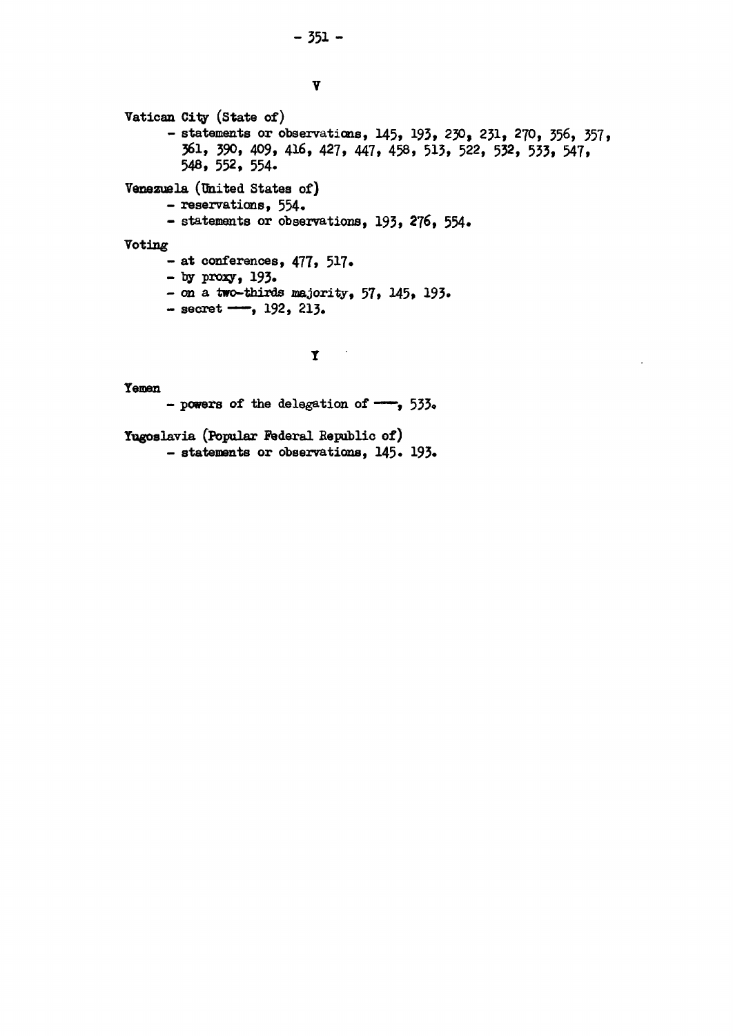## V

Vatican City (State of)

- statements or observations, 145, 193, 230, 231, 270, 356, 357, 361, 390, 409, 416, 427, 447, 458, 513, 522, 532, 533, 547, 548, 552, 554.

Venezuela (United States of)

- reservations, 554.
- statements or observations, 193, 276, 554.

Voting

- at conferences, 477, 517.
- by proxy, 193.
- on a two-thirds majority, 57, 145, 193.
- secret ——, 192, 213.

## Y

Yemen

- powers of the delegation of ——, 533.

Yugoslavia (Popular Federal Republic of)

- statements or observations, 145. 193.